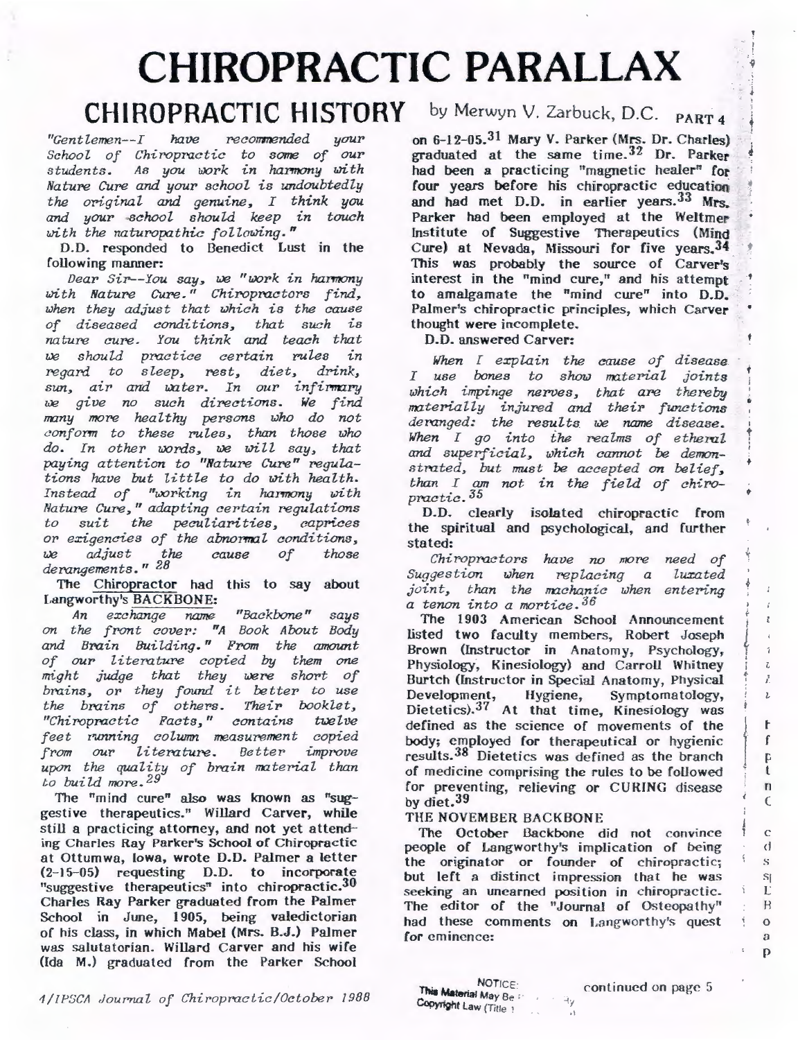# CHIROPRACTIC PARALLAX

## CHIROPRACTIC HISTORY by Merwyn V. Zarbuck, D.C. PART 4

*"Gentlemen--I have recommended your School of Chiropractic to some of our students. As you work in harmony with Nature Cure and your school is undoubtedly the original and genuine, I think you and your school should keep in touch with the naturopathic following."*

D.D. responded to Benedict Lust in the following manner:

*Dear Sir--You say, we "work in harmony with Nature Cure." Chiropractors find, when they adjust that which is the cause of diseased conditions, that such is nature cure. You think and teach that we should practice certain rules in regard to sleep, rest, diet, drink, sun, air and water. In our infirmary we give no such directions. We find many more healthy persons who do not conform to these rules, than those who do. In other words, we will say, that paying attention to "Nature Cure" regulations have but little to do with health. Instead of "working in harmony with Nature Cure," adapting certain regulations to suit the peculiarities, caprices or exigencies of the abnormal conditions, we adjust the cause of those derangements." [28]*

The Chiropractor had this to say about Langworthy's BACKBONE:

*An exchange name "Backbone" says on the front cover: "A Book About Body and Brain Building." From the amount of our literature copied by them one might judge that they were short of brains, or they found it better to use the brains of others. Their booklet, "Chiropractic Facts," contains twelve feet running column measurement copied from our literature. Better improve upon the quality of brain material than to build more. [29]*

The "mind cure" also was known as "suggestive therapeutics." Willard Carver, while still a practicing attorney, and not yet attending Charles Ray Parker's School of Chiropractic at Ottumwa, Iowa, wrote D.D. Palmer a letter (2-15-05) requesting D.D. to incorporate "suggestive therapeutics" into chiropractic.[30] Charles Ray Parker graduated from the Palmer School in June, 1905, being valedictorian of his class, in which Mabel (Mrs. B.J.) Palmer was salutatorian. Willard Carver and his wife (Ida M.) graduated from the Parker School on 6-12-05.[31] Mary V. Parker (Mrs. Dr. Charles) graduated at the same time.[32] Dr. Parker had been a practicing "magnetic healer" for four years before his chiropractic education and had met D.D. in earlier years.[33] Mrs. Parker had been employed at the Weltmer Institute of Suggestive Therapeutics (Mind Cure) at Nevada, Missouri for five years.[34] This was probably the source of Carver's interest in the "mind cure," and his attempt to amalgamate the "mind cure" into D.D. Palmer's chiropractic principles, which Carver thought were incomplete.

D.D. answered Carver:

*When I explain the cause of disease I use bones to show material joints which impinge nerves, that are thereby materially injured and their functions deranged: the results we name disease. When I go into the realms of etheral and superficial, which cannot be demonstrated, but must be accepted on belief, than I am not in the field of chiropractic.[35]*

D.D. clearly isolated chiropractic from the spiritual and psychological, and further stated:

*Chiropractors have no more need of Suggestion when replacing a luxated joint, than the machanic when entering a tenon into a mortice.[36]*

The 1903 American School Announcement listed two faculty members, Robert Joseph Brown (Instructor in Anatomy, Psychology, Physiology, Kinesiology) and Carroll Whitney Burtch (Instructor in Special Anatomy, Physical Development, Hygiene, Symptomatology, Dietetics).[37] At that time, Kinesiology was defined as the science of movements of the body; employed for therapeutical or hygienic results.[38] Dietetics was defined as the branch of medicine comprising the rules to be followed for preventing, relieving or CURING disease by diet.[39]

### THE NOVEMBER BACKBONE

The October Backbone did not convince people of Langworthy's implication of being the originator or founder of chiropractic; but left a distinct impression that he was seeking an unearned position in chiropractic. The editor of the "Journal of Osteopathy" had these comments on Langworthy's quest for eminence:

continued on page 5

NOTICE: This Material May Be Protected By Copyright Law (Title 17 U.S. Code)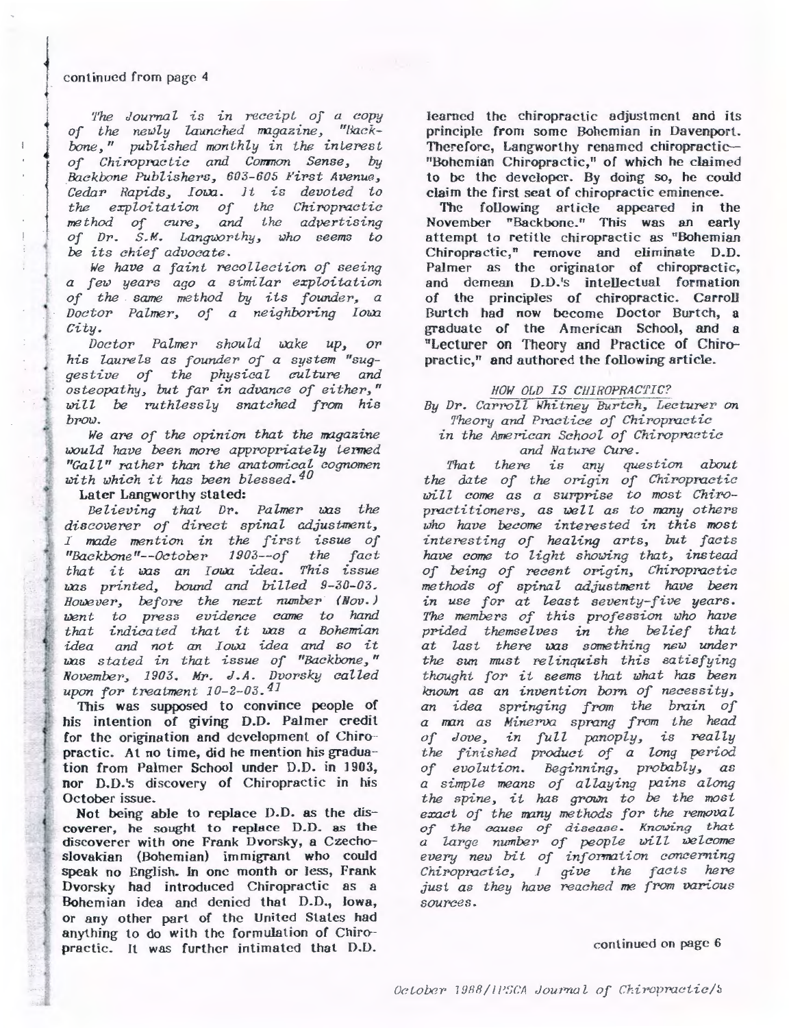continued from page 4

*The Journal is in receipt of a copy of the newly launched magazine, "Backbone," published monthly in the interest of Chiropractic and Common Sense, by Backbone Publishers, 603-605 First Avenue, Cedar Rapids, Iowa. It is devoted to the exploitation of the Chiropractic method of cure, and the advertising of Dr. S.M. Langworthy, who seems to be its chief advocate.*

*We have a faint recollection of seeing a few years ago a similar exploitation of the same method by its founder, a Doctor Palmer, of a neighboring Iowa City.*

*Doctor Palmer should wake up, or his laurels as founder of a system "suggestive of the physical culture and osteopathy, but far in advance of either," will be ruthlessly snatched from his brow.*

*We are of the opinion that the magazine would have been more appropriately termed "Gall" rather than the anatomical cognomen with which it has been blessed.*[40]

Later Langworthy stated:

*Believing that Dr. Palmer was the discoverer of direct spinal adjustment, I made mention in the first issue of "Backbone"--October 1903--of the fact that it was an Iowa idea. This issue was printed, bound and billed 9-30-03. However, before the next number (Nov.) went to press evidence came to hand that indicated that it was a Bohemian idea and not an Iowa idea and so it was stated in that issue of "Backbone," November, 1903. Mr. J.A. Dvorsky called upon for treatment 10-2-03.*[41]

This was supposed to convince people of his intention of giving D.D. Palmer credit for the origination and development of Chiropractic. At no time, did he mention his graduation from Palmer School under D.D. in 1903, nor D.D.'s discovery of Chiropractic in his October issue.

Not being able to replace D.D. as the discoverer, he sought to replace D.D. as the discoverer with one Frank Dvorsky, a Czechoslovakian (Bohemian) immigrant who could speak no English. In one month or less, Frank Dvorsky had introduced Chiropractic as a Bohemian idea and denied that D.D., Iowa, or any other part of the United States had anything to do with the formulation of Chiropractic. It was further intimated that D.D. learned the chiropractic adjustment and its principle from some Bohemian in Davenport. Therefore, Langworthy renamed chiropractic—"Bohemian Chiropractic," of which he claimed to be the developer. By doing so, he could claim the first seat of chiropractic eminence.

The following article appeared in the November "Backbone." This was an early attempt to retitle chiropractic as "Bohemian Chiropractic," remove and eliminate D.D. Palmer as the originator of chiropractic, and demean D.D.'s intellectual formation of the principles of chiropractic. Carroll Burtch had now become Doctor Burtch, a graduate of the American School, and a "Lecturer on Theory and Practice of Chiropractic," and authored the following article.

*HOW OLD IS CHIROPRACTIC?*

*By Dr. Carroll Whitney Burtch, Lecturer on Theory and Practice of Chiropractic in the American School of Chiropractic and Nature Cure.*

*That there is any question about the date of the origin of Chiropractic will come as a surprise to most Chiropractitioners, as well as to many others who have become interested in this most interesting of healing arts, but facts have come to light showing that, instead of being of recent origin, Chiropractic methods of spinal adjustment have been in use for at least seventy-five years. The members of this profession who have prided themselves in the belief that at last there was something new under the sun must relinquish this satisfying thought for it seems that what has been known as an invention born of necessity, an idea springing from the brain of a man as Minerva sprang from the head of Jove, in full panoply, is really the finished product of a long period of evolution. Beginning, probably, as a simple means of allaying pains along the spine, it has grown to be the most exact of the many methods for the removal of the cause of disease. Knowing that a large number of people will welcome every new bit of information concerning Chiropractic, I give the facts here just as they have reached me from various sources.*

continued on page 6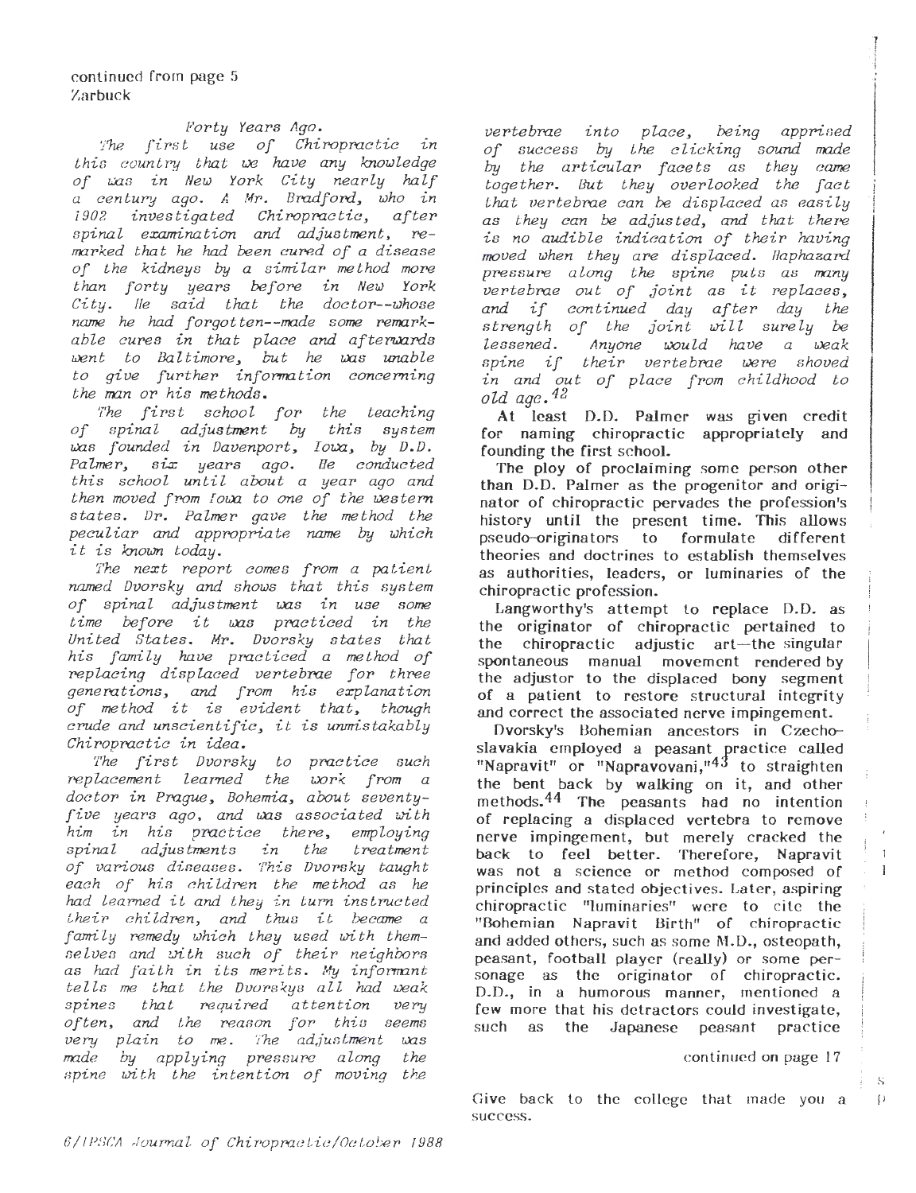continued from page 5
Zarbuck

*Forty Years Ago.*

*The first use of Chiropractic in this country that we have any knowledge of was in New York City nearly half a century ago. A Mr. Bradford, who in 1902 investigated Chiropractic, after spinal examination and adjustment, remarked that he had been cured of a disease of the kidneys by a similar method more than forty years before in New York City. He said that the doctor--whose name he had forgotten--made some remarkable cures in that place and afterwards went to Baltimore, but he was unable to give further information concerning the man or his methods.*

*The first school for the teaching of spinal adjustment by this system was founded in Davenport, Iowa, by D.D. Palmer, six years ago. He conducted this school until about a year ago and then moved from Iowa to one of the western states. Dr. Palmer gave the method the peculiar and appropriate name by which it is known today.*

*The next report comes from a patient named Dvorsky and shows that this system of spinal adjustment was in use some time before it was practiced in the United States. Mr. Dvorsky states that his family have practiced a method of replacing displaced vertebrae for three generations, and from his explanation of method it is evident that, though crude and unscientific, it is unmistakably Chiropractic in idea.*

*The first Dvorsky to practice such replacement learned the work from a doctor in Prague, Bohemia, about seventy-five years ago, and was associated with him in his practice there, employing spinal adjustments in the treatment of various diseases. This Dvorsky taught each of his children the method as he had learned it and they in turn instructed their children, and thus it became a family remedy which they used with themselves and with such of their neighbors as had faith in its merits. My informant tells me that the Dvorskys all had weak spines that required attention very often, and the reason for this seems very plain to me. The adjustment was made by applying pressure along the spine with the intention of moving the vertebrae into place, being apprised of success by the clicking sound made by the articular facets as they came together. But they overlooked the fact that vertebrae can be displaced as easily as they can be adjusted, and that there is no audible indication of their having moved when they are displaced. Haphazard pressure along the spine puts as many vertebrae out of joint as it replaces, and if continued day after day the strength of the joint will surely be lessened. Anyone would have a weak spine if their vertebrae were shoved in and out of place from childhood to old age.*[42]

At least D.D. Palmer was given credit for naming chiropractic appropriately and founding the first school.

The ploy of proclaiming some person other than D.D. Palmer as the progenitor and originator of chiropractic pervades the profession's history until the present time. This allows pseudo-originators to formulate different theories and doctrines to establish themselves as authorities, leaders, or luminaries of the chiropractic profession.

Langworthy's attempt to replace D.D. as the originator of chiropractic pertained to the chiropractic adjustic art—the singular spontaneous manual movement rendered by the adjustor to the displaced bony segment of a patient to restore structural integrity and correct the associated nerve impingement.

Dvorsky's Bohemian ancestors in Czechoslavakia employed a peasant practice called "Napravit" or "Napravovani,"[43] to straighten the bent back by walking on it, and other methods.[44] The peasants had no intention of replacing a displaced vertebra to remove nerve impingement, but merely cracked the back to feel better. Therefore, Napravit was not a science or method composed of principles and stated objectives. Later, aspiring chiropractic "luminaries" were to cite the "Bohemian Napravit Birth" of chiropractic and added others, such as some M.D., osteopath, peasant, football player (really) or some personage as the originator of chiropractic. D.D., in a humorous manner, mentioned a few more that his detractors could investigate, such as the Japanese peasant practice

continued on page 17

Give back to the college that made you a success.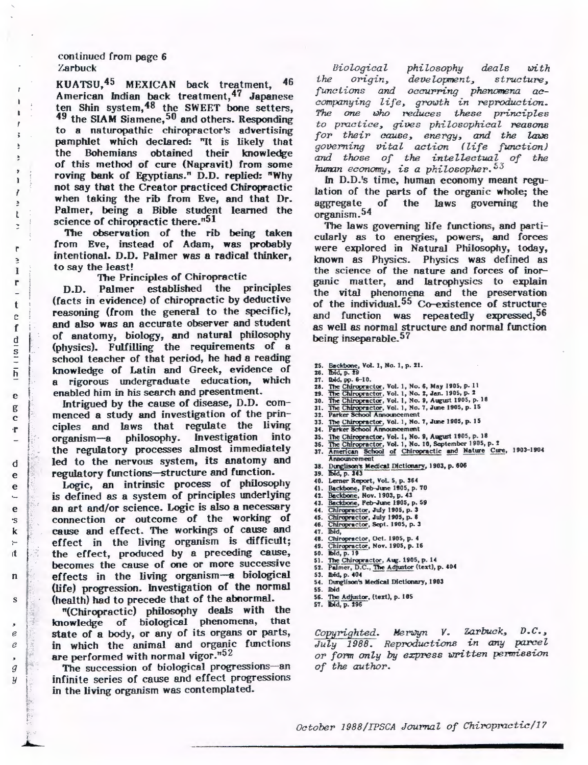continued from page 6
Zarbuck

KUATSU,[45] MEXICAN back treatment,[46] American Indian back treatment,[47] Japanese ten Shin system,[48] the SWEET bone setters,[49] the SIAM Siamene,[50] and others. Responding to a naturopathic chiropractor's advertising pamphlet which declared: "It is likely that the Bohemians obtained their knowledge of this method of cure (Napravit) from some roving bank of Egyptians." D.D. replied: "Why not say that the Creator practiced Chiropractic when taking the rib from Eve, and that Dr. Palmer, being a Bible student learned the science of chiropractic there."[51]

The observation of the rib being taken from Eve, instead of Adam, was probably intentional. D.D. Palmer was a radical thinker, to say the least!

### The Principles of Chiropractic

D.D. Palmer established the principles (facts in evidence) of chiropractic by deductive reasoning (from the general to the specific), and also was an accurate observer and student of anatomy, biology, and natural philosophy (physics). Fulfilling the requirements of a school teacher of that period, he had a reading knowledge of Latin and Greek, evidence of a rigorous undergraduate education, which enabled him in his search and presentment.

Intrigued by the cause of disease, D.D. commenced a study and investigation of the principles and laws that regulate the living organism—a philosophy. Investigation into the regulatory processes almost immediately led to the nervous system, its anatomy and regulatory functions—structure and function.

Logic, an intrinsic process of philosophy is defined as a system of principles underlying an art and/or science. Logic is also a necessary connection or outcome of the working of cause and effect. The workings of cause and effect in the living organism is difficult; the effect, produced by a preceding cause, becomes the cause of one or more successive effects in the living organism—a biological (life) progression. Investigation of the normal (health) had to precede that of the abnormal.

"(Chiropractic) philosophy deals with the knowledge of biological phenomena, that state of a body, or any of its organs or parts, in which the animal and organic functions are performed with normal vigor."[52]

The succession of biological progressions—an infinite series of cause and effect progressions in the living organism was contemplated.

*Biological philosophy deals with the origin, development, structure, functions and occurring phenomena accompanying life, growth in reproduction. The one who reduces these principles to practice, gives philosophical reasons for their cause, energy, and the laws governing vital action (life function) and those of the intellectual of the human economy, is a philosopher.*[53]

In D.D.'s time, human economy meant regulation of the parts of the organic whole; the aggregate of the laws governing the organism.[54]

The laws governing life functions, and particularly as to energies, powers, and forces were explored in Natural Philosophy, today, known as Physics. Physics was defined as the science of the nature and forces of inorganic matter, and Iatrophysics to explain the vital phenomena and the preservation of the individual.[55] Co-existence of structure and function was repeatedly expressed,[56] as well as normal structure and normal function being inseparable.[57]

25. Backbone, Vol. 1, No. 1, p. 21.
26. Ibid, p. 29
27. Ibid, pp. 6-10.
28. The Chiropractor, Vol. 1, No. 6, May 1905, p. 11
29. The Chiropractor, Vol. 1, No. 2, Jan. 1905, p. 2
30. The Chiropractor, Vol. 1, No. 9, August 1905, p. 18
31. The Chiropractor, Vol. 1, No. 7, June 1905, p. 15
32. Parker School Announcement
33. The Chiropractor, Vol. 1, No. 7, June 1905, p. 15
34. Parker School Announcement
35. The Chiropractor, Vol. 1, No. 9, August 1905, p. 18
36. The Chiropractor, Vol. 1, No. 10, September 1905, p. 2
37. American School of Chiropractic and Nature Cure, 1903-1904 Announcement
38. Dunglison's Medical Dictionary, 1903, p. 606
39. Ibid, p. 343
40. Lerner Report, Vol. 5, p. 364
41. Backbone, Feb-June 1905, p. 70
42. Backbone, Nov. 1903, p. 43
43. Backbone, Feb-June 1905, p. 59
44. Chiropractor, July 1905, p. 3
45. Chiropractor, July 1905, p. 8
46. Chiropractor, Sept. 1905, p. 3
47. Ibid,
48. Chiropractor, Oct. 1905, p. 4
49. Chiropractor, Nov. 1905, p. 16
50. Ibid, p. 19
51. The Chiropractor, Aug. 1905, p. 14
52. Palmer, D.C., The Adjustor (text), p. 404
53. Ibid, p. 404
54. Dunglison's Medical Dictionary, 1903
55. Ibid
56. The Adjustor, (text), p. 185
57. Ibid, p. 296

*Copyrighted. Merwyn V. Zarbuck, D.C., July 1988. Reproductions in any parcel or form only by express written permission of the author.*